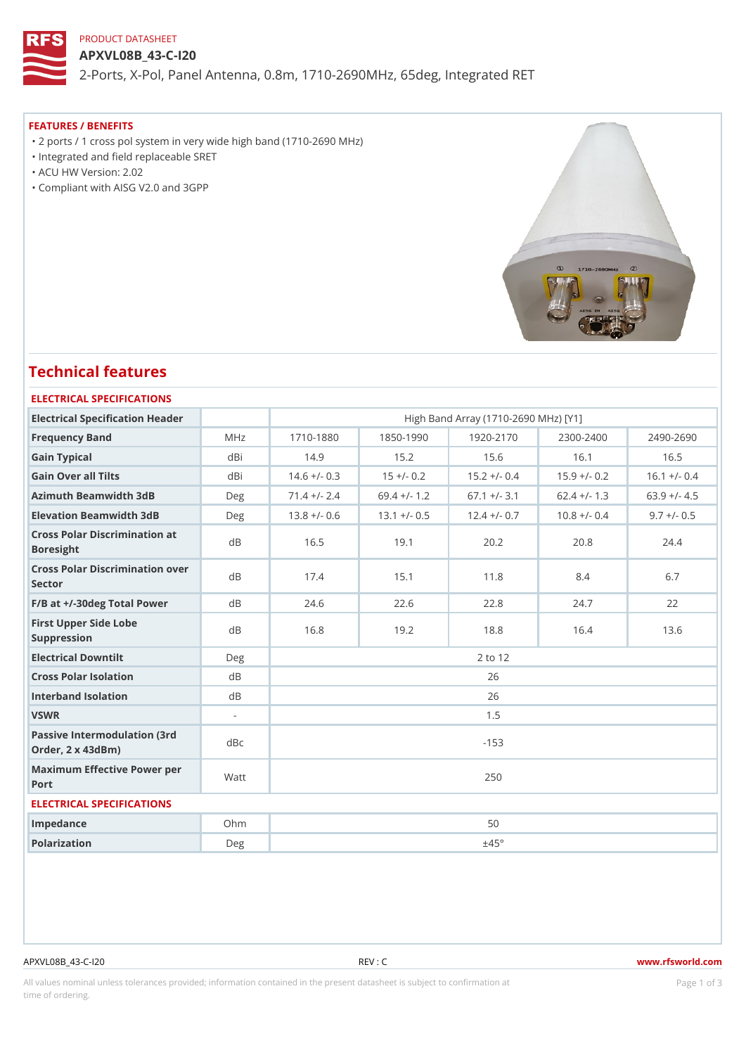PRODUCT DATASHEET

# APXVL08B_43-C-I20

2-Ports, X-Pol, Panel Antenna, 0.8m, 1710-2690MHz, 65deg, Integrated RET

## FEATURES / BENEFITS

- 2 ports / 1 cross pol system in very wide high band (1710-2690 MHz)
- Integrated and field replaceable SRET
- ACU HW Version: 2.02
- Compliant with AISG V2.0 and 3GPP

## Technical features

### ELECTRICAL SPECIFICATIONS

| Electrical Specification Header | | High Band Array (1710-2690 MHz) [Y1] | | | | |
|---|---|---|---|---|---|---|
| Frequency Band | MHz | 1710-1880 | 1850-1990 | 1920-2170 | 2300-2400 | 2490-2690 |
| Gain Typical | dBi | 14.9 | 15.2 | 15.6 | 16.1 | 16.5 |
| Gain Over all Tilts | dBi | 14.6 +/- 0.3 | 15 +/- 0.2 | 15.2 +/- 0.4 | 15.9 +/- 0.2 | 16.1 +/- 0.4 |
| Azimuth Beamwidth 3dB | Deg | 71.4 +/- 2.4 | 69.4 +/- 1.2 | 67.1 +/- 3.1 | 62.4 +/- 1.3 | 63.9 +/- 4.5 |
| Elevation Beamwidth 3dB | Deg | 13.8 +/- 0.6 | 13.1 +/- 0.5 | 12.4 +/- 0.7 | 10.8 +/- 0.4 | 9.7 +/- 0.5 |
| Cross Polar Discrimination at Boresight | dB | 16.5 | 19.1 | 20.2 | 20.8 | 24.4 |
| Cross Polar Discrimination over Sector | dB | 17.4 | 15.1 | 11.8 | 8.4 | 6.7 |
| F/B at +/-30deg Total Power | dB | 24.6 | 22.6 | 22.8 | 24.7 | 22 |
| First Upper Side Lobe Suppression | dB | 16.8 | 19.2 | 18.8 | 16.4 | 13.6 |
| Electrical Downtilt | Deg | 2 to 12 | | | | |
| Cross Polar Isolation | dB | 26 | | | | |
| Interband Isolation | dB | 26 | | | | |
| VSWR | - | 1.5 | | | | |
| Passive Intermodulation (3rd Order, 2 x 43dBm) | dBc | -153 | | | | |
| Maximum Effective Power per Port | Watt | 250 | | | | |

### ELECTRICAL SPECIFICATIONS

| Impedance | Ohm | 50 |
|---|---|---|
| Polarization | Deg | ±45° |

APXVL08B_43-C-I20 REV : C www.rfsworld.com

All values nominal unless tolerances provided; information contained in the present datasheet is subject to confirmation at time of ordering.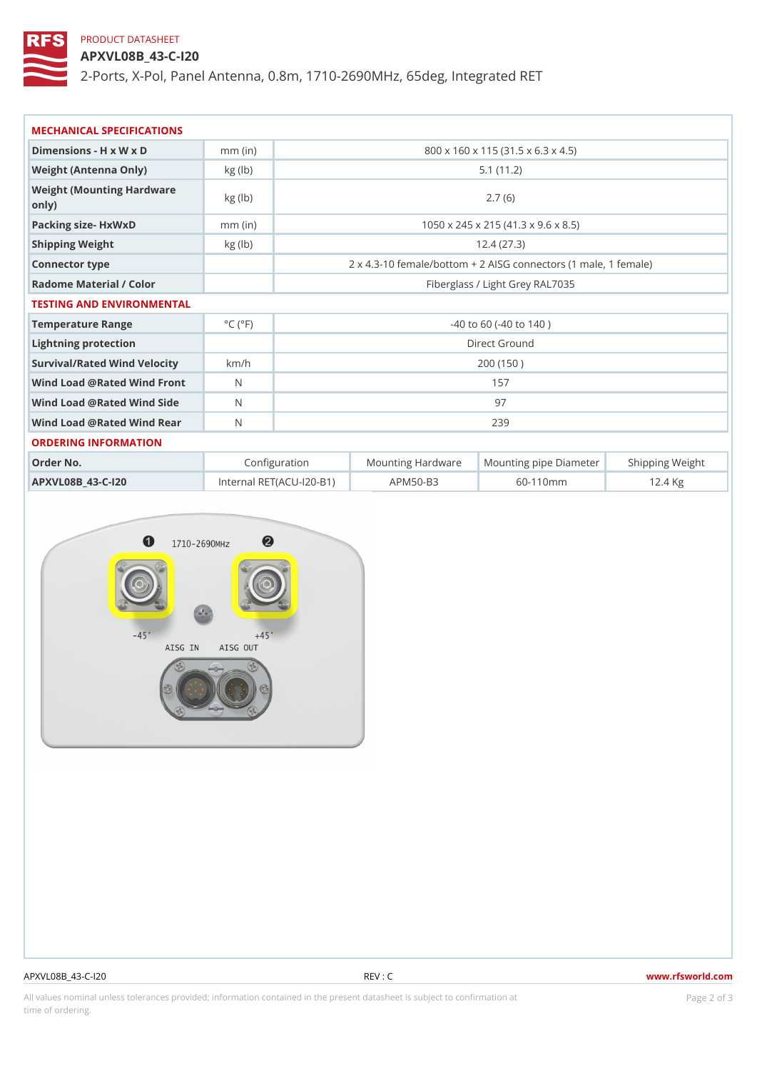PRODUCT DATASHEET

# APXVL08B_43-C-I20

2-Ports, X-Pol, Panel Antenna, 0.8m, 1710-2690MHz, 65deg, Integrated RET

## MECHANICAL SPECIFICATIONS

| | | |
|---|---|---|
| **Dimensions - H x W x D** | mm (in) | 800 x 160 x 115 (31.5 x 6.3 x 4.5) |
| **Weight (Antenna Only)** | kg (lb) | 5.1 (11.2) |
| **Weight (Mounting Hardware only)** | kg (lb) | 2.7 (6) |
| **Packing size- HxWxD** | mm (in) | 1050 x 245 x 215 (41.3 x 9.6 x 8.5) |
| **Shipping Weight** | kg (lb) | 12.4 (27.3) |
| **Connector type** | | 2 x 4.3-10 female/bottom + 2 AISG connectors (1 male, 1 female) |
| **Radome Material / Color** | | Fiberglass / Light Grey RAL7035 |

## TESTING AND ENVIRONMENTAL

| | | |
|---|---|---|
| **Temperature Range** | °C (°F) | -40 to 60 (-40 to 140 ) |
| **Lightning protection** | | Direct Ground |
| **Survival/Rated Wind Velocity** | km/h | 200 (150 ) |
| **Wind Load @Rated Wind Front** | N | 157 |
| **Wind Load @Rated Wind Side** | N | 97 |
| **Wind Load @Rated Wind Rear** | N | 239 |

## ORDERING INFORMATION

| Order No. | Configuration | Mounting Hardware | Mounting pipe Diameter | Shipping Weight |
|---|---|---|---|---|
| **APXVL08B_43-C-I20** | Internal RET(ACU-I20-B1) | APM50-B3 | 60-110mm | 12.4 Kg |

APXVL08B_43-C-I20 REV : C www.rfsworld.com

All values nominal unless tolerances provided; information contained in the present datasheet is subject to confirmation at time of ordering.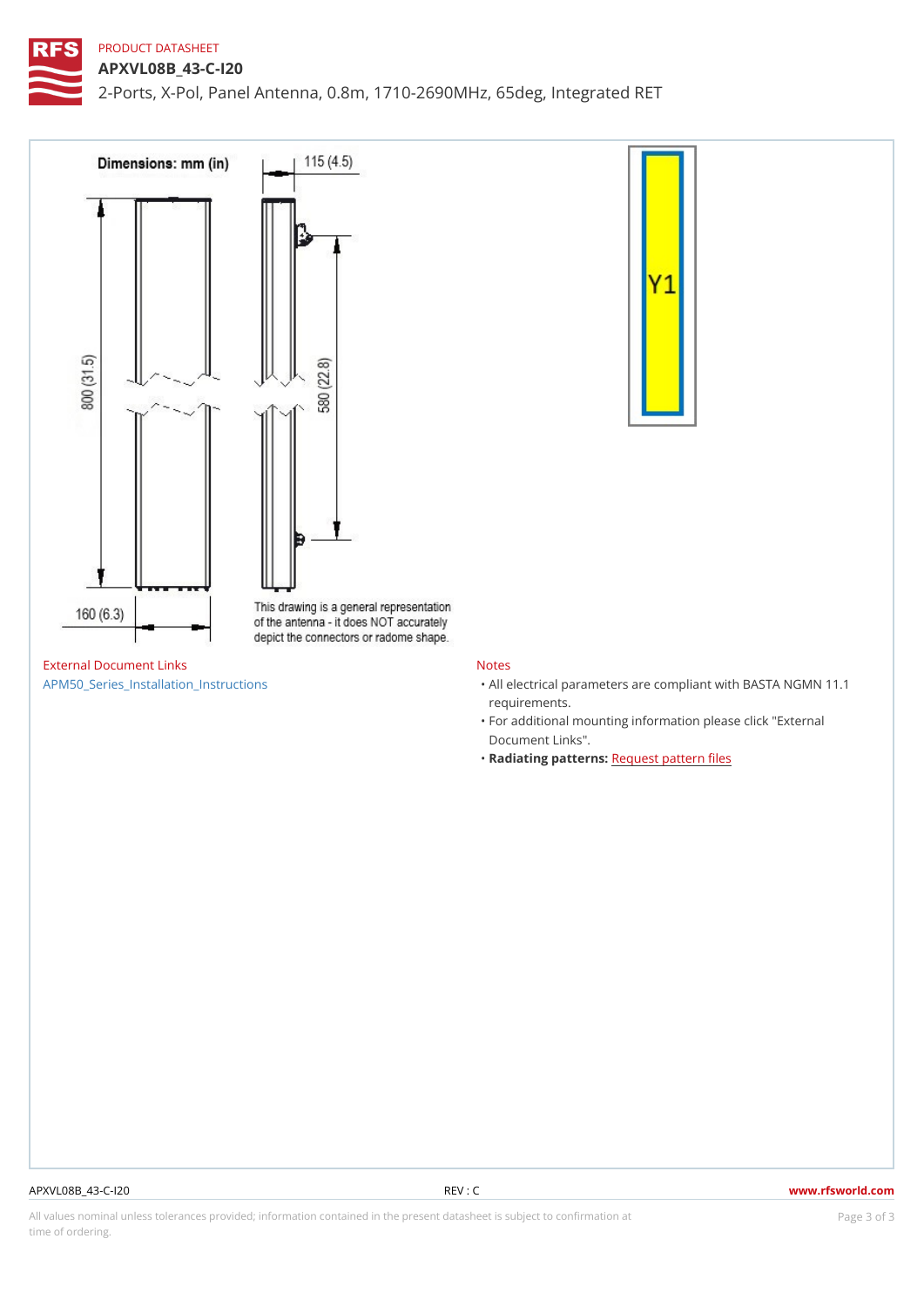PRODUCT DATASHEET

# APXVL08B_43-C-I20

2-Ports, X-Pol, Panel Antenna, 0.8m, 1710-2690MHz, 65deg, Integrated RET

Dimensions: mm (in)

115 (4.5)

800 (31.5)

580 (22.8)

160 (6.3)

This drawing is a general representation of the antenna - it does NOT accurately depict the connectors or radome shape.

Y1

## External Document Links

APM50_Series_Installation_Instructions

## Notes

- All electrical parameters are compliant with BASTA NGMN 11.1 requirements.
- For additional mounting information please click "External Document Links".
- **Radiating patterns:** Request pattern files

APXVL08B_43-C-I20 REV : C www.rfsworld.com

All values nominal unless tolerances provided; information contained in the present datasheet is subject to confirmation at time of ordering.